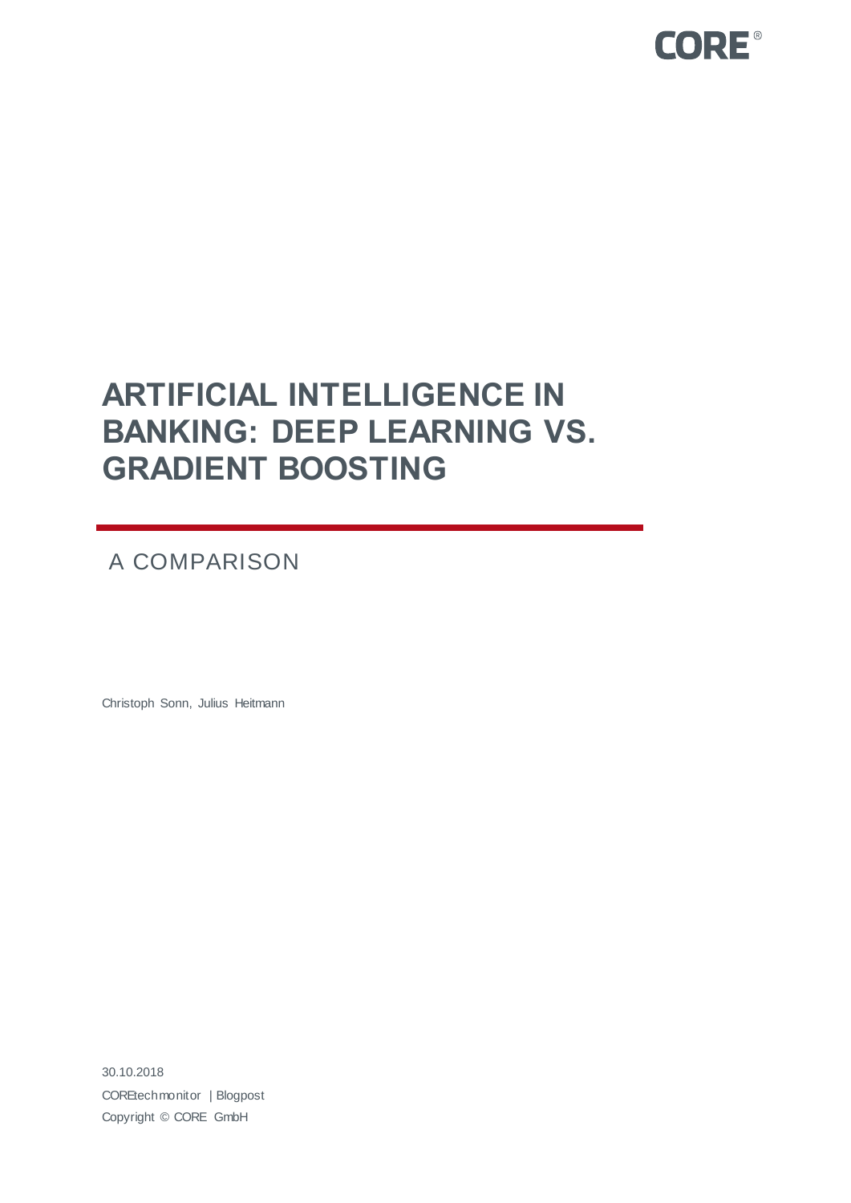# ARTIFICIAL INTELLIGENCE IN BANKING: DEEP LEARNING VS. GRADIENT BOOSTING

## A COMPARISON

Christoph Sonn, Julius Heitmann

30.10.2018

COREtechmonitor | Blogpost

Copyright © CORE GmbH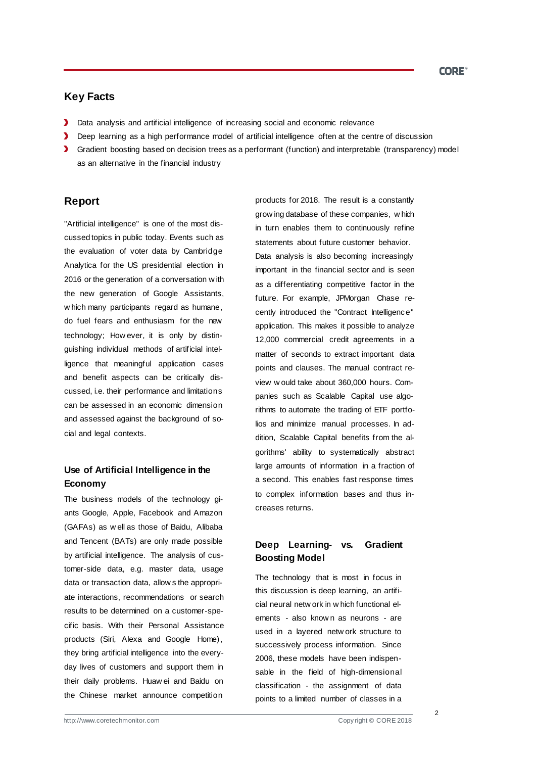## Key Facts

- Data analysis and artificial intelligence of increasing social and economic relevance
- Deep learning as a high performance model of artificial intelligence often at the centre of discussion
- Gradient boosting based on decision trees as a performant (function) and interpretable (transparency) model as an alternative in the financial industry

## Report

"Artificial intelligence" is one of the most discussed topics in public today. Events such as the evaluation of voter data by Cambridge Analytica for the US presidential election in 2016 or the generation of a conversation with the new generation of Google Assistants, which many participants regard as humane, do fuel fears and enthusiasm for the new technology; However, it is only by distinguishing individual methods of artificial intelligence that meaningful application cases and benefit aspects can be critically discussed, i.e. their performance and limitations can be assessed in an economic dimension and assessed against the background of social and legal contexts.

### Use of Artificial Intelligence in the Economy

The business models of the technology giants Google, Apple, Facebook and Amazon (GAFAs) as well as those of Baidu, Alibaba and Tencent (BATs) are only made possible by artificial intelligence. The analysis of customer-side data, e.g. master data, usage data or transaction data, allows the appropriate interactions, recommendations or search results to be determined on a customer-specific basis. With their Personal Assistance products (Siri, Alexa and Google Home), they bring artificial intelligence into the everyday lives of customers and support them in their daily problems. Huawei and Baidu on the Chinese market announce competition products for 2018. The result is a constantly growing database of these companies, which in turn enables them to continuously refine statements about future customer behavior.

Data analysis is also becoming increasingly important in the financial sector and is seen as a differentiating competitive factor in the future. For example, JPMorgan Chase recently introduced the "Contract Intelligence" application. This makes it possible to analyze 12,000 commercial credit agreements in a matter of seconds to extract important data points and clauses. The manual contract review would take about 360,000 hours. Companies such as Scalable Capital use algorithms to automate the trading of ETF portfolios and minimize manual processes. In addition, Scalable Capital benefits from the algorithms' ability to systematically abstract large amounts of information in a fraction of a second. This enables fast response times to complex information bases and thus increases returns.

### Deep Learning- vs. Gradient Boosting Model

The technology that is most in focus in this discussion is deep learning, an artificial neural network in which functional elements - also known as neurons - are used in a layered network structure to successively process information. Since 2006, these models have been indispensable in the field of high-dimensional classification - the assignment of data points to a limited number of classes in a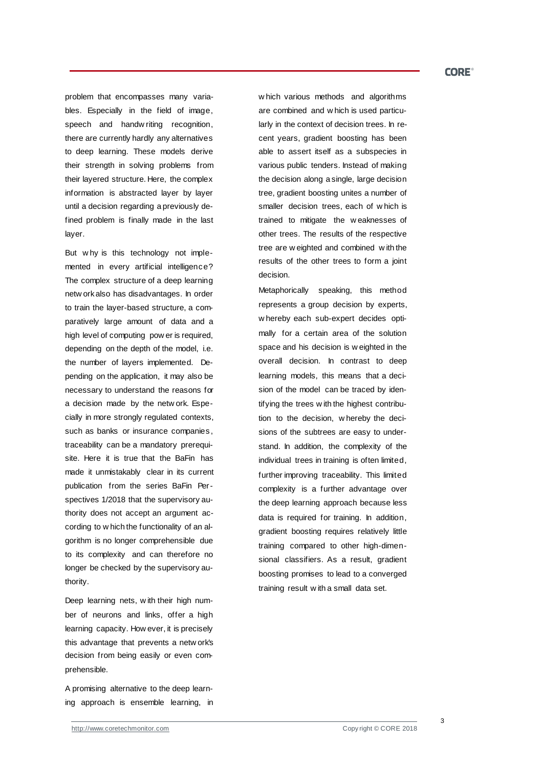problem that encompasses many variables. Especially in the field of image, speech and handwriting recognition, there are currently hardly any alternatives to deep learning. These models derive their strength in solving problems from their layered structure. Here, the complex information is abstracted layer by layer until a decision regarding a previously defined problem is finally made in the last layer.

But why is this technology not implemented in every artificial intelligence? The complex structure of a deep learning network also has disadvantages. In order to train the layer-based structure, a comparatively large amount of data and a high level of computing power is required, depending on the depth of the model, i.e. the number of layers implemented. Depending on the application, it may also be necessary to understand the reasons for a decision made by the network. Especially in more strongly regulated contexts, such as banks or insurance companies, traceability can be a mandatory prerequisite. Here it is true that the BaFin has made it unmistakably clear in its current publication from the series BaFin Perspectives 1/2018 that the supervisory authority does not accept an argument according to which the functionality of an algorithm is no longer comprehensible due to its complexity and can therefore no longer be checked by the supervisory authority.

Deep learning nets, with their high number of neurons and links, offer a high learning capacity. However, it is precisely this advantage that prevents a network's decision from being easily or even comprehensible.

A promising alternative to the deep learning approach is ensemble learning, in which various methods and algorithms are combined and which is used particularly in the context of decision trees. In recent years, gradient boosting has been able to assert itself as a subspecies in various public tenders. Instead of making the decision along a single, large decision tree, gradient boosting unites a number of smaller decision trees, each of which is trained to mitigate the weaknesses of other trees. The results of the respective tree are weighted and combined with the results of the other trees to form a joint decision.

Metaphorically speaking, this method represents a group decision by experts, whereby each sub-expert decides optimally for a certain area of the solution space and his decision is weighted in the overall decision. In contrast to deep learning models, this means that a decision of the model can be traced by identifying the trees with the highest contribution to the decision, whereby the decisions of the subtrees are easy to understand. In addition, the complexity of the individual trees in training is often limited, further improving traceability. This limited complexity is a further advantage over the deep learning approach because less data is required for training. In addition, gradient boosting requires relatively little training compared to other high-dimensional classifiers. As a result, gradient boosting promises to lead to a converged training result with a small data set.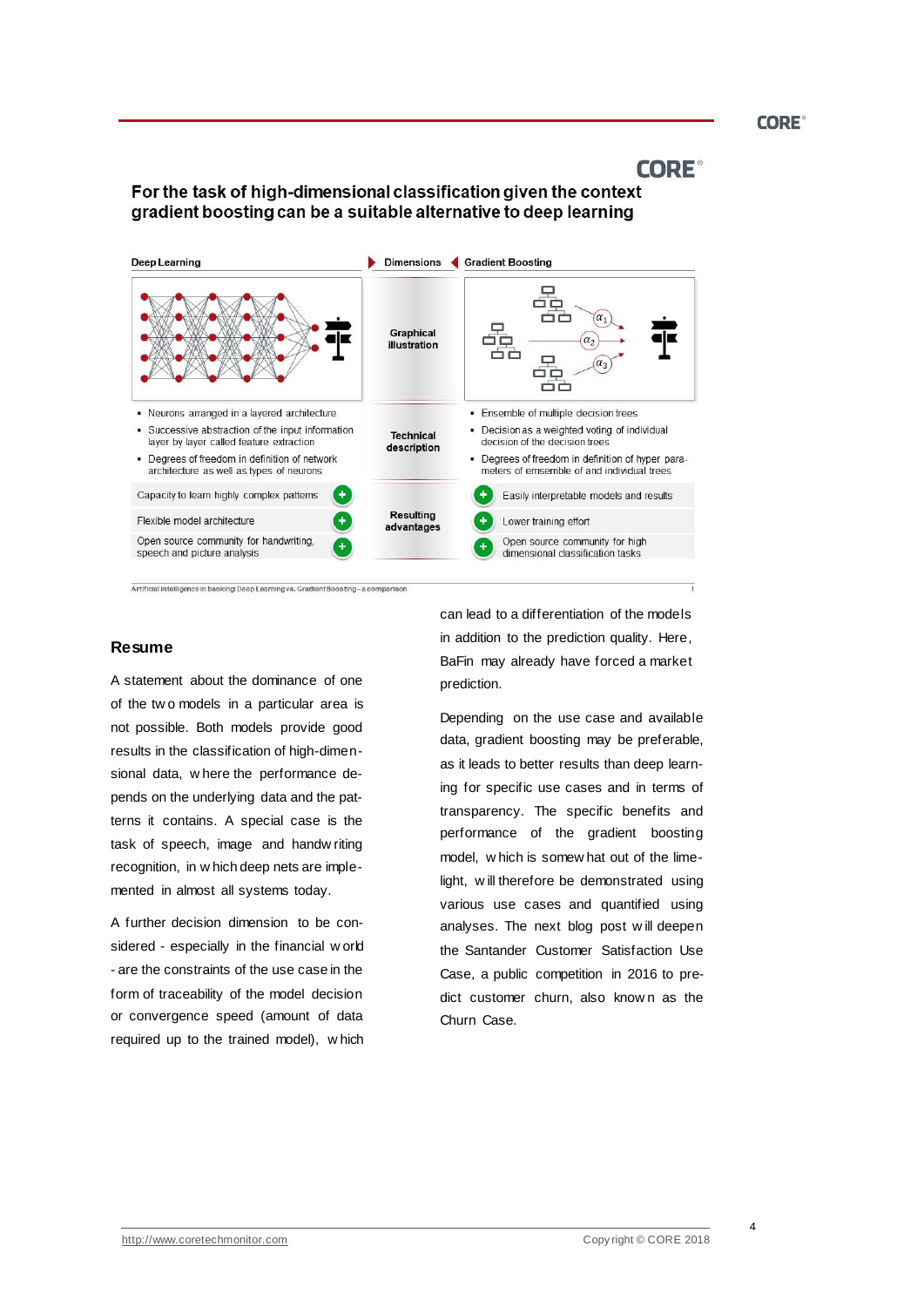## For the task of high-dimensional classification given the context gradient boosting can be a suitable alternative to deep learning

| Deep Learning | Dimensions | Gradient Boosting |
|---|---|---|
| | Graphical illustration | |
| • Neurons arranged in a layered architecture<br>• Successive abstraction of the input information layer by layer called feature extraction<br>• Degrees of freedom in definition of network architecture as well as types of neurons | Technical description | • Ensemble of multiple decision trees<br>• Decision as a weighted voting of individual decision of the decision trees<br>• Degrees of freedom in definition of hyper parameters of emsemble of and individual trees |
| Capacity to learn highly complex patterns (+)<br>Flexible model architecture (+)<br>Open source community for handwriting, speech and picture analysis (+) | Resulting advantages | (+) Easily interpretable models and results<br>(+) Lower training effort<br>(+) Open source community for high dimensional classification tasks |

Artificial intelligence in banking: Deep Learning vs. Gradient Boosting – a comparison

### Resume

A statement about the dominance of one of the two models in a particular area is not possible. Both models provide good results in the classification of high-dimensional data, where the performance depends on the underlying data and the patterns it contains. A special case is the task of speech, image and handwriting recognition, in which deep nets are implemented in almost all systems today.

A further decision dimension to be considered - especially in the financial world - are the constraints of the use case in the form of traceability of the model decision or convergence speed (amount of data required up to the trained model), which can lead to a differentiation of the models in addition to the prediction quality. Here, BaFin may already have forced a market prediction.

Depending on the use case and available data, gradient boosting may be preferable, as it leads to better results than deep learning for specific use cases and in terms of transparency. The specific benefits and performance of the gradient boosting model, which is somewhat out of the limelight, will therefore be demonstrated using various use cases and quantified using analyses. The next blog post will deepen the Santander Customer Satisfaction Use Case, a public competition in 2016 to predict customer churn, also known as the Churn Case.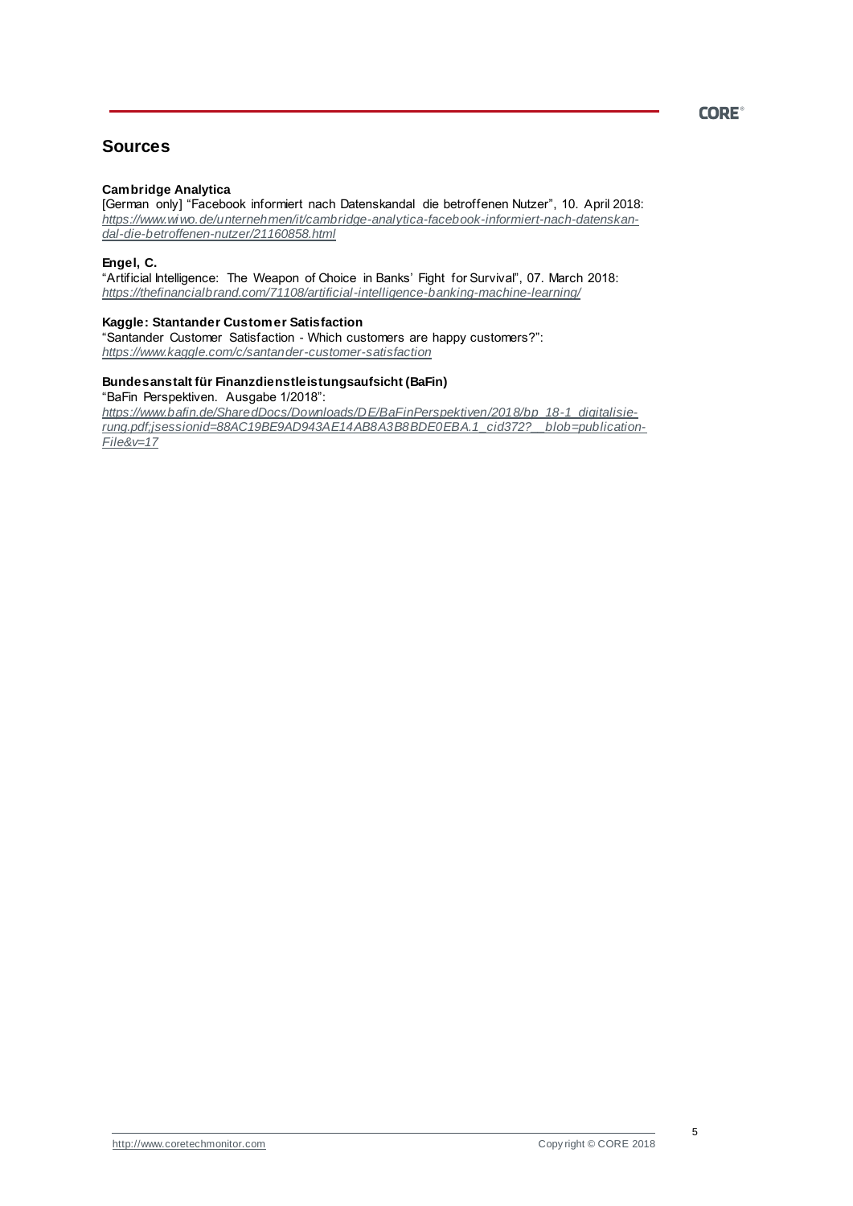## Sources

**Cambridge Analytica**
[German only] "Facebook informiert nach Datenskandal die betroffenen Nutzer", 10. April 2018:
*https://www.wiwo.de/unternehmen/it/cambridge-analytica-facebook-informiert-nach-datenskandal-die-betroffenen-nutzer/21160858.html*

**Engel, C.**
"Artificial Intelligence: The Weapon of Choice in Banks' Fight for Survival", 07. March 2018:
*https://thefinancialbrand.com/71108/artificial-intelligence-banking-machine-learning/*

**Kaggle: Stantander Customer Satisfaction**
"Santander Customer Satisfaction - Which customers are happy customers?":
*https://www.kaggle.com/c/santander-customer-satisfaction*

**Bundesanstalt für Finanzdienstleistungsaufsicht (BaFin)**
"BaFin Perspektiven. Ausgabe 1/2018":
*https://www.bafin.de/SharedDocs/Downloads/DE/BaFinPerspektiven/2018/bp_18-1_digitalisierung.pdf;jsessionid=88AC19BE9AD943AE14AB8A3B8BDE0EBA.1_cid372?__blob=publicationFile&v=17*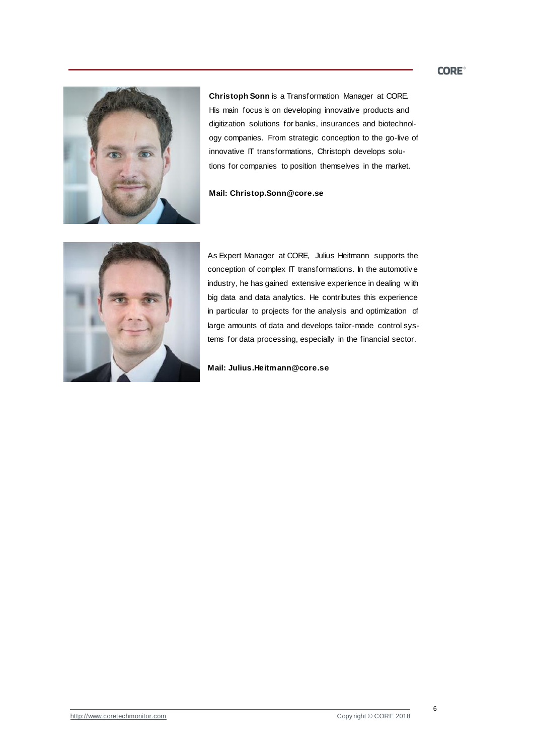**Christoph Sonn** is a Transformation Manager at CORE. His main focus is on developing innovative products and digitization solutions for banks, insurances and biotechnology companies. From strategic conception to the go-live of innovative IT transformations, Christoph develops solutions for companies to position themselves in the market.

**Mail: Christop.Sonn@core.se**

As Expert Manager at CORE, Julius Heitmann supports the conception of complex IT transformations. In the automotive industry, he has gained extensive experience in dealing with big data and data analytics. He contributes this experience in particular to projects for the analysis and optimization of large amounts of data and develops tailor-made control systems for data processing, especially in the financial sector.

**Mail: Julius.Heitmann@core.se**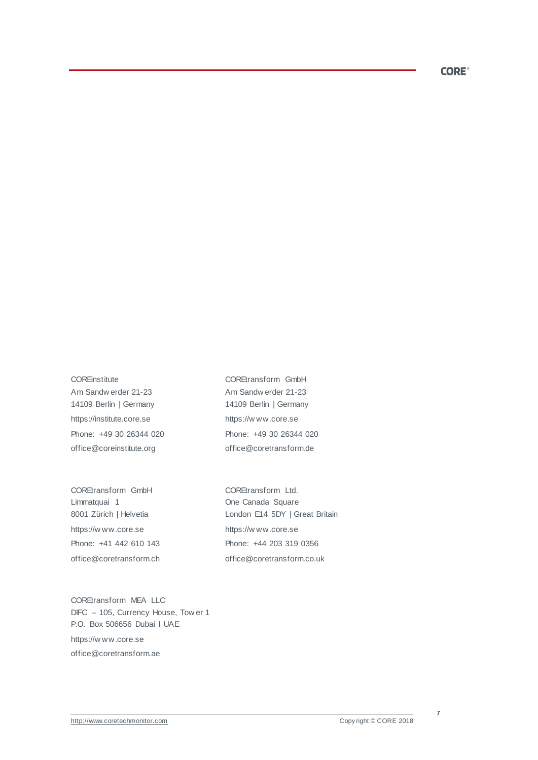COREinstitute
Am Sandwerder 21-23
14109 Berlin | Germany
https://institute.core.se
Phone: +49 30 26344 020
office@coreinstitute.org

COREtransform GmbH
Am Sandwerder 21-23
14109 Berlin | Germany
https://www.core.se
Phone: +49 30 26344 020
office@coretransform.de

COREtransform GmbH
Limmatquai 1
8001 Zürich | Helvetia
https://www.core.se
Phone: +41 442 610 143
office@coretransform.ch

COREtransform Ltd.
One Canada Square
London E14 5DY | Great Britain
https://www.core.se
Phone: +44 203 319 0356
office@coretransform.co.uk

COREtransform MEA LLC
DIFC – 105, Currency House, Tower 1
P.O. Box 506656 Dubai I UAE
https://www.core.se
office@coretransform.ae